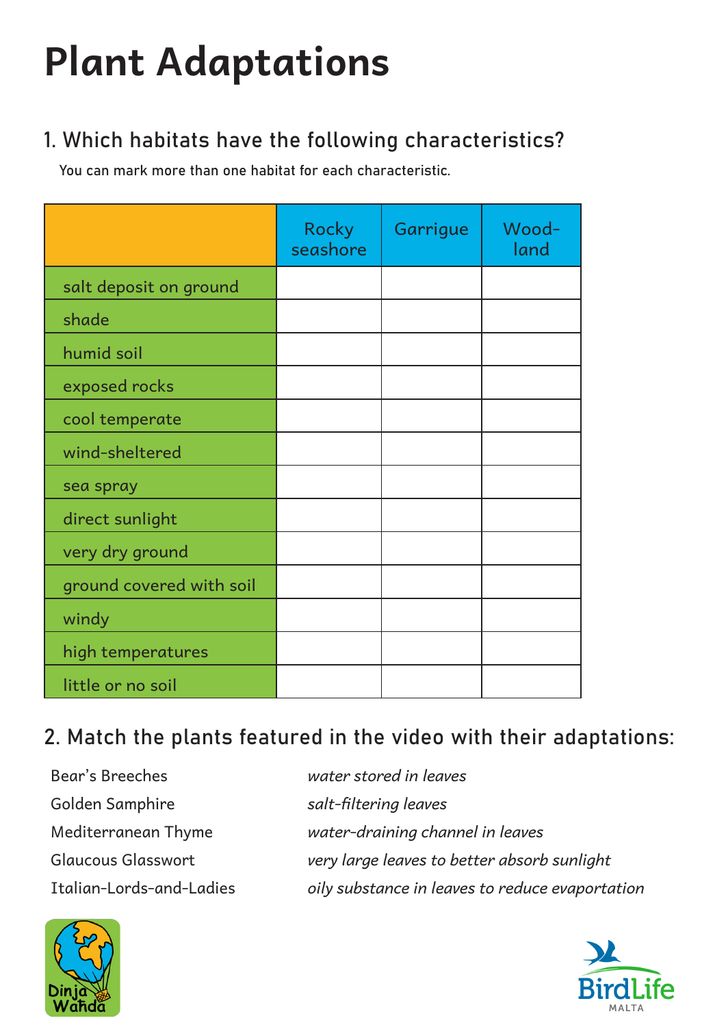# Plant Adaptations

## 1. Which habitats have the following characteristics?

You can mark more than one habitat for each characteristic.

| | Rocky seashore | Garrigue | Wood-land |
|---|---|---|---|
| salt deposit on ground | | | |
| shade | | | |
| humid soil | | | |
| exposed rocks | | | |
| cool temperate | | | |
| wind-sheltered | | | |
| sea spray | | | |
| direct sunlight | | | |
| very dry ground | | | |
| ground covered with soil | | | |
| windy | | | |
| high temperatures | | | |
| little or no soil | | | |

## 2. Match the plants featured in the video with their adaptations:

| | |
|---|---|
| Bear's Breeches | *water stored in leaves* |
| Golden Samphire | *salt-filtering leaves* |
| Mediterranean Thyme | *water-draining channel in leaves* |
| Glaucous Glasswort | *very large leaves to better absorb sunlight* |
| Italian-Lords-and-Ladies | *oily substance in leaves to reduce evaportation* |

Dinja Waħda

BirdLife MALTA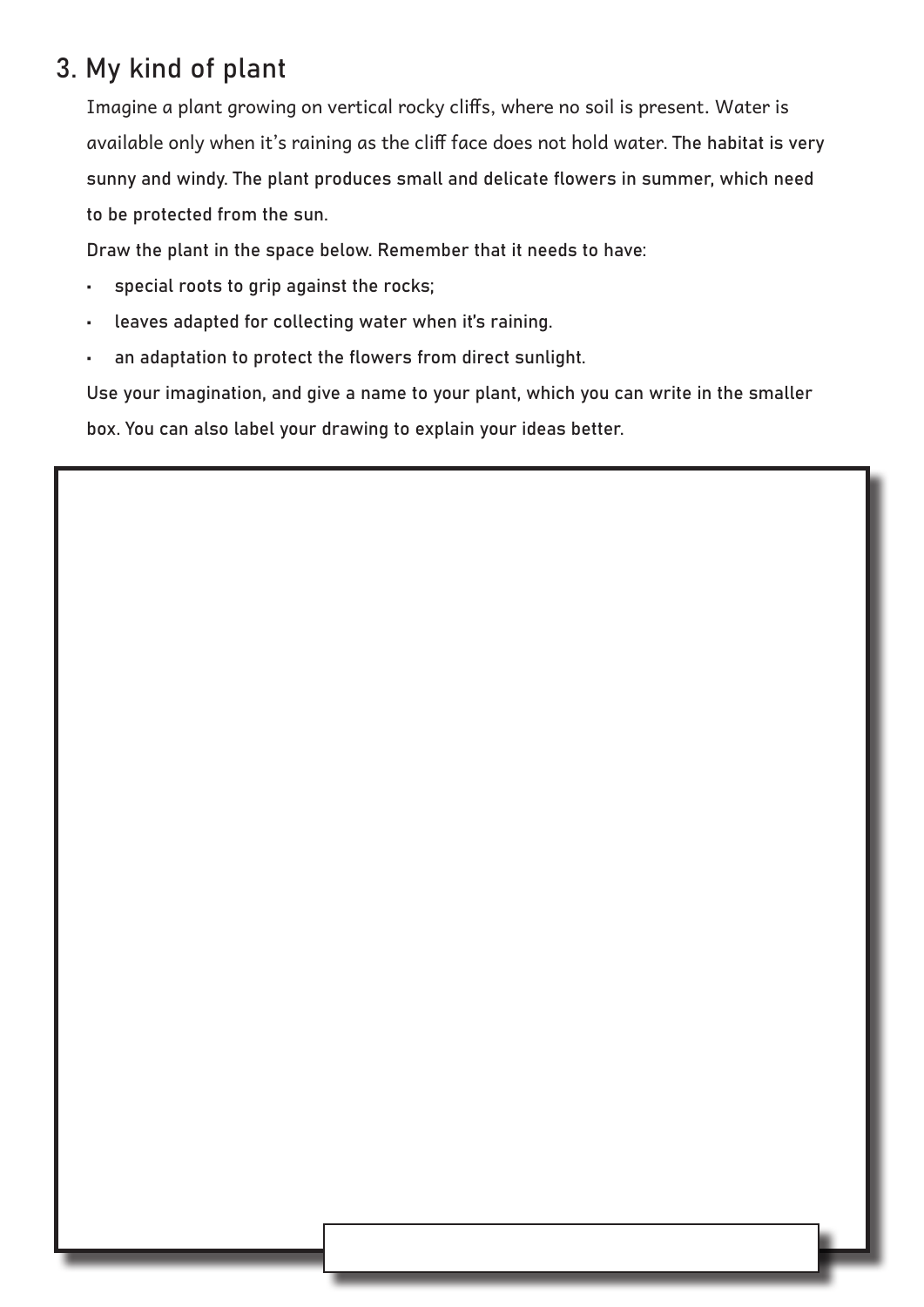## 3. My kind of plant

Imagine a plant growing on vertical rocky cliffs, where no soil is present. Water is available only when it's raining as the cliff face does not hold water. The habitat is very sunny and windy. The plant produces small and delicate flowers in summer, which need to be protected from the sun.

Draw the plant in the space below. Remember that it needs to have:

- special roots to grip against the rocks;
- leaves adapted for collecting water when it's raining.
- an adaptation to protect the flowers from direct sunlight.

Use your imagination, and give a name to your plant, which you can write in the smaller box. You can also label your drawing to explain your ideas better.